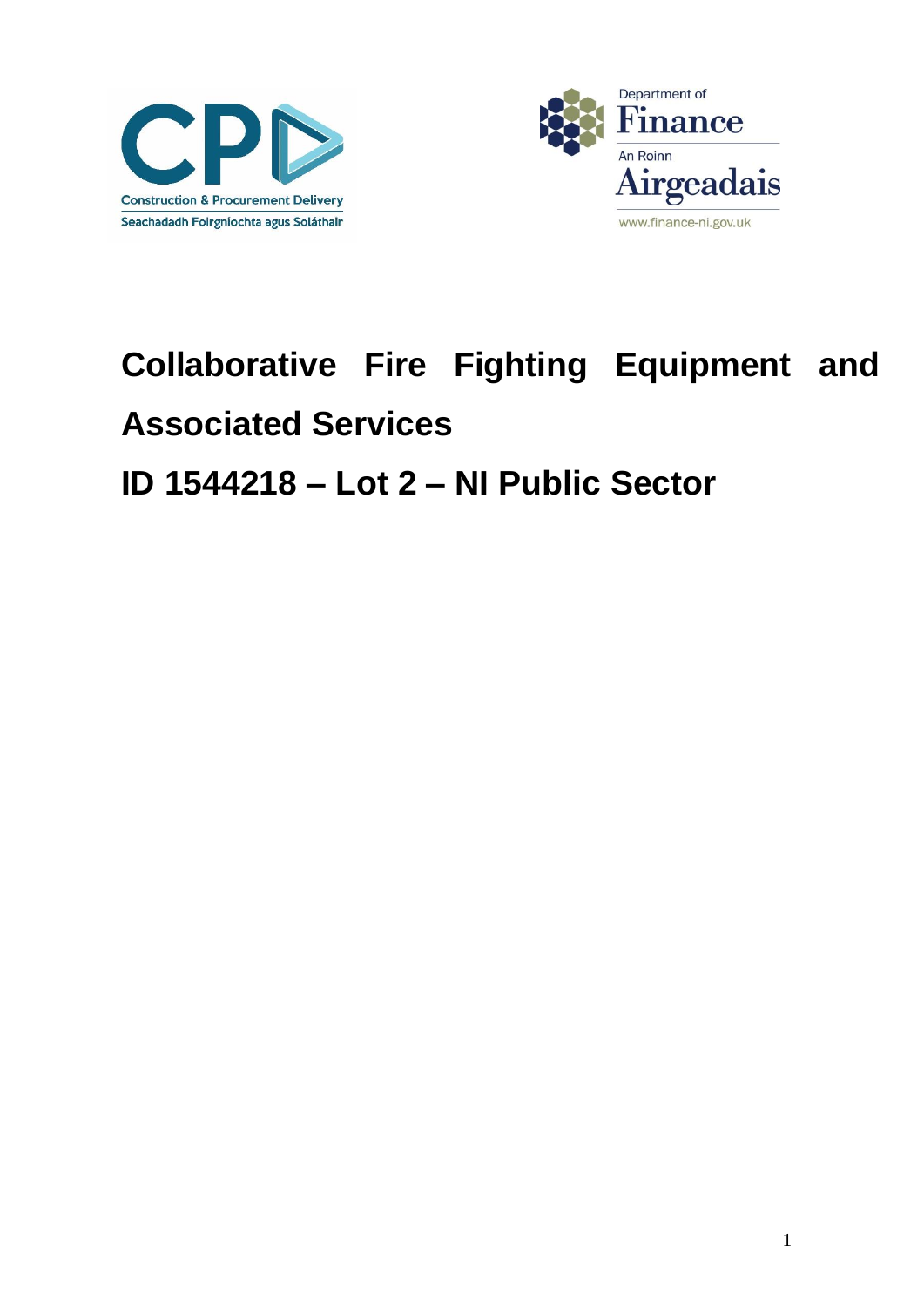Construction & Procurement Delivery
Seachadadh Foirgníochta agus Soláthair

Department of Finance
An Roinn Airgeadais
www.finance-ni.gov.uk

# Collaborative Fire Fighting Equipment and Associated Services

# ID 1544218 – Lot 2 – NI Public Sector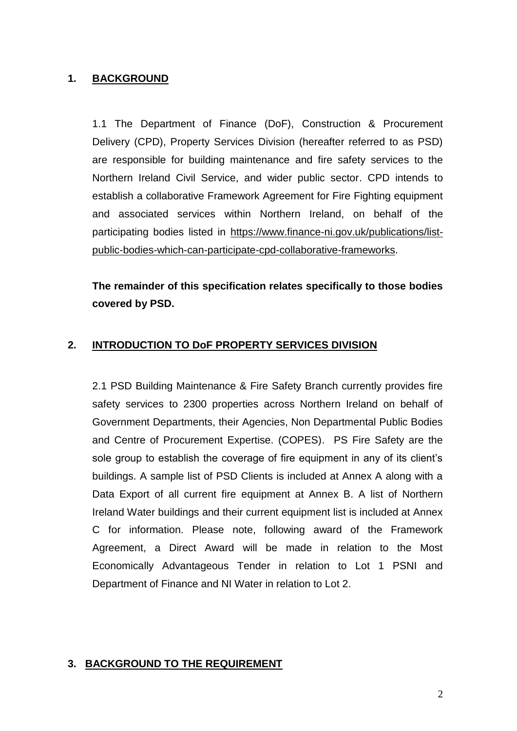## 1. BACKGROUND

1.1 The Department of Finance (DoF), Construction & Procurement Delivery (CPD), Property Services Division (hereafter referred to as PSD) are responsible for building maintenance and fire safety services to the Northern Ireland Civil Service, and wider public sector. CPD intends to establish a collaborative Framework Agreement for Fire Fighting equipment and associated services within Northern Ireland, on behalf of the participating bodies listed in https://www.finance-ni.gov.uk/publications/list-public-bodies-which-can-participate-cpd-collaborative-frameworks.

**The remainder of this specification relates specifically to those bodies covered by PSD.**

## 2. INTRODUCTION TO DoF PROPERTY SERVICES DIVISION

2.1 PSD Building Maintenance & Fire Safety Branch currently provides fire safety services to 2300 properties across Northern Ireland on behalf of Government Departments, their Agencies, Non Departmental Public Bodies and Centre of Procurement Expertise. (COPES). PS Fire Safety are the sole group to establish the coverage of fire equipment in any of its client's buildings. A sample list of PSD Clients is included at Annex A along with a Data Export of all current fire equipment at Annex B. A list of Northern Ireland Water buildings and their current equipment list is included at Annex C for information. Please note, following award of the Framework Agreement, a Direct Award will be made in relation to the Most Economically Advantageous Tender in relation to Lot 1 PSNI and Department of Finance and NI Water in relation to Lot 2.

## 3. BACKGROUND TO THE REQUIREMENT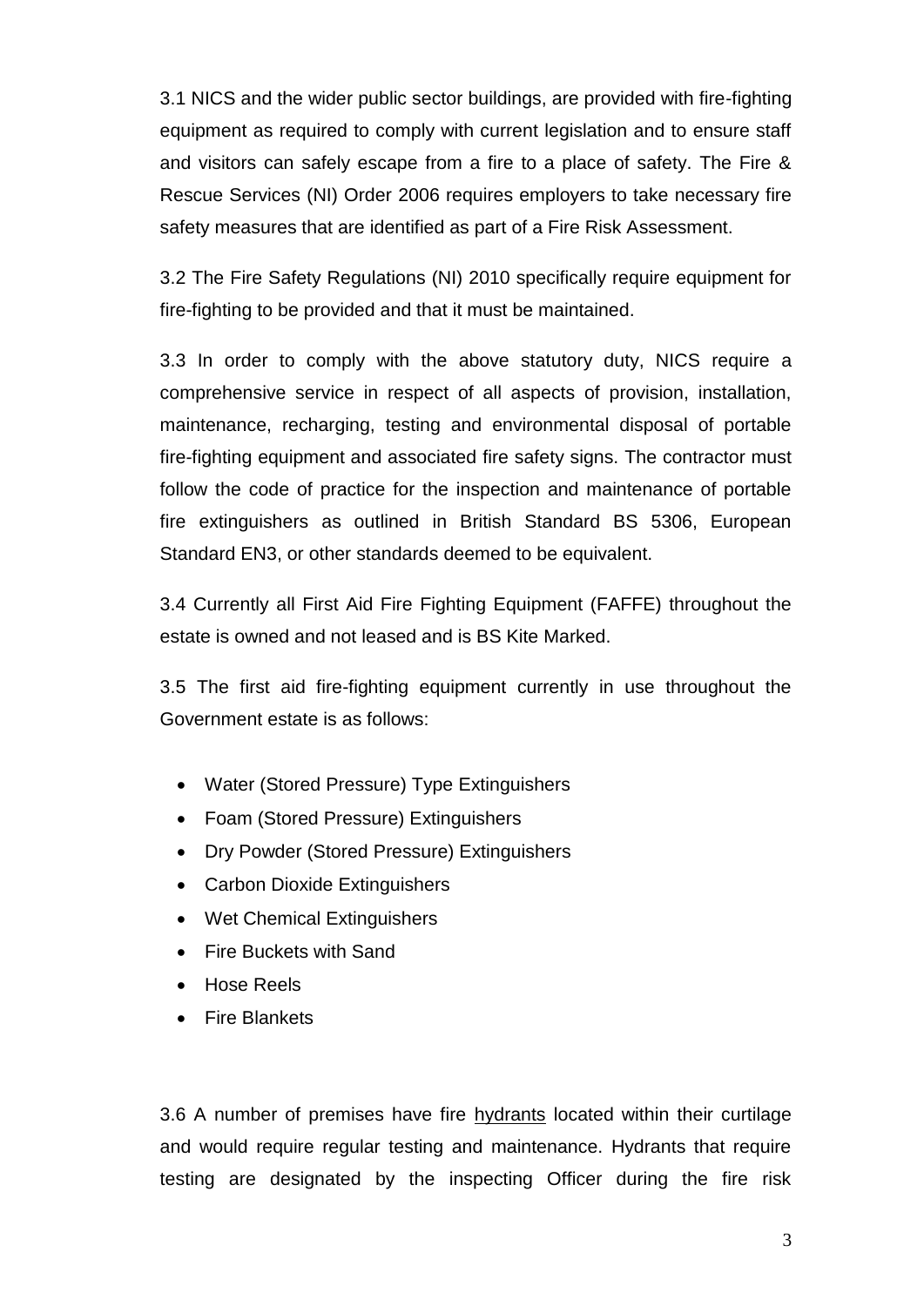3.1 NICS and the wider public sector buildings, are provided with fire-fighting equipment as required to comply with current legislation and to ensure staff and visitors can safely escape from a fire to a place of safety. The Fire & Rescue Services (NI) Order 2006 requires employers to take necessary fire safety measures that are identified as part of a Fire Risk Assessment.

3.2 The Fire Safety Regulations (NI) 2010 specifically require equipment for fire-fighting to be provided and that it must be maintained.

3.3 In order to comply with the above statutory duty, NICS require a comprehensive service in respect of all aspects of provision, installation, maintenance, recharging, testing and environmental disposal of portable fire-fighting equipment and associated fire safety signs. The contractor must follow the code of practice for the inspection and maintenance of portable fire extinguishers as outlined in British Standard BS 5306, European Standard EN3, or other standards deemed to be equivalent.

3.4 Currently all First Aid Fire Fighting Equipment (FAFFE) throughout the estate is owned and not leased and is BS Kite Marked.

3.5 The first aid fire-fighting equipment currently in use throughout the Government estate is as follows:

- Water (Stored Pressure) Type Extinguishers
- Foam (Stored Pressure) Extinguishers
- Dry Powder (Stored Pressure) Extinguishers
- Carbon Dioxide Extinguishers
- Wet Chemical Extinguishers
- Fire Buckets with Sand
- Hose Reels
- Fire Blankets

3.6 A number of premises have fire hydrants located within their curtilage and would require regular testing and maintenance. Hydrants that require testing are designated by the inspecting Officer during the fire risk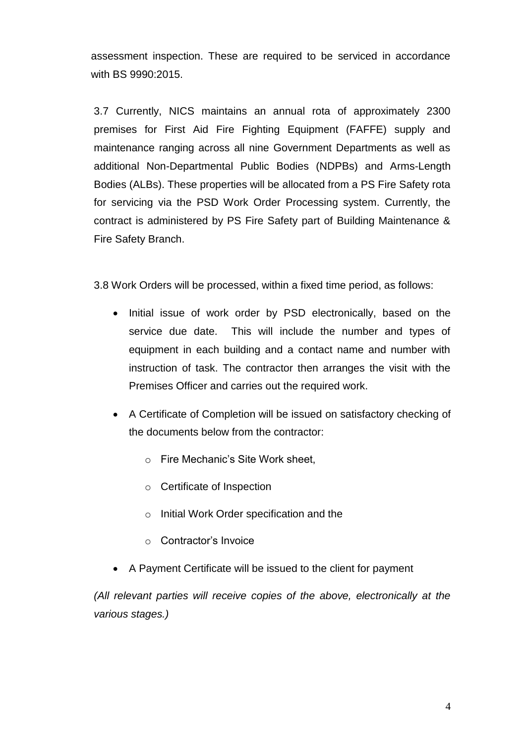assessment inspection. These are required to be serviced in accordance with BS 9990:2015.

3.7 Currently, NICS maintains an annual rota of approximately 2300 premises for First Aid Fire Fighting Equipment (FAFFE) supply and maintenance ranging across all nine Government Departments as well as additional Non-Departmental Public Bodies (NDPBs) and Arms-Length Bodies (ALBs). These properties will be allocated from a PS Fire Safety rota for servicing via the PSD Work Order Processing system. Currently, the contract is administered by PS Fire Safety part of Building Maintenance & Fire Safety Branch.

3.8 Work Orders will be processed, within a fixed time period, as follows:

- Initial issue of work order by PSD electronically, based on the service due date. This will include the number and types of equipment in each building and a contact name and number with instruction of task. The contractor then arranges the visit with the Premises Officer and carries out the required work.
- A Certificate of Completion will be issued on satisfactory checking of the documents below from the contractor:
  - Fire Mechanic's Site Work sheet,
  - Certificate of Inspection
  - Initial Work Order specification and the
  - Contractor's Invoice
- A Payment Certificate will be issued to the client for payment

*(All relevant parties will receive copies of the above, electronically at the various stages.)*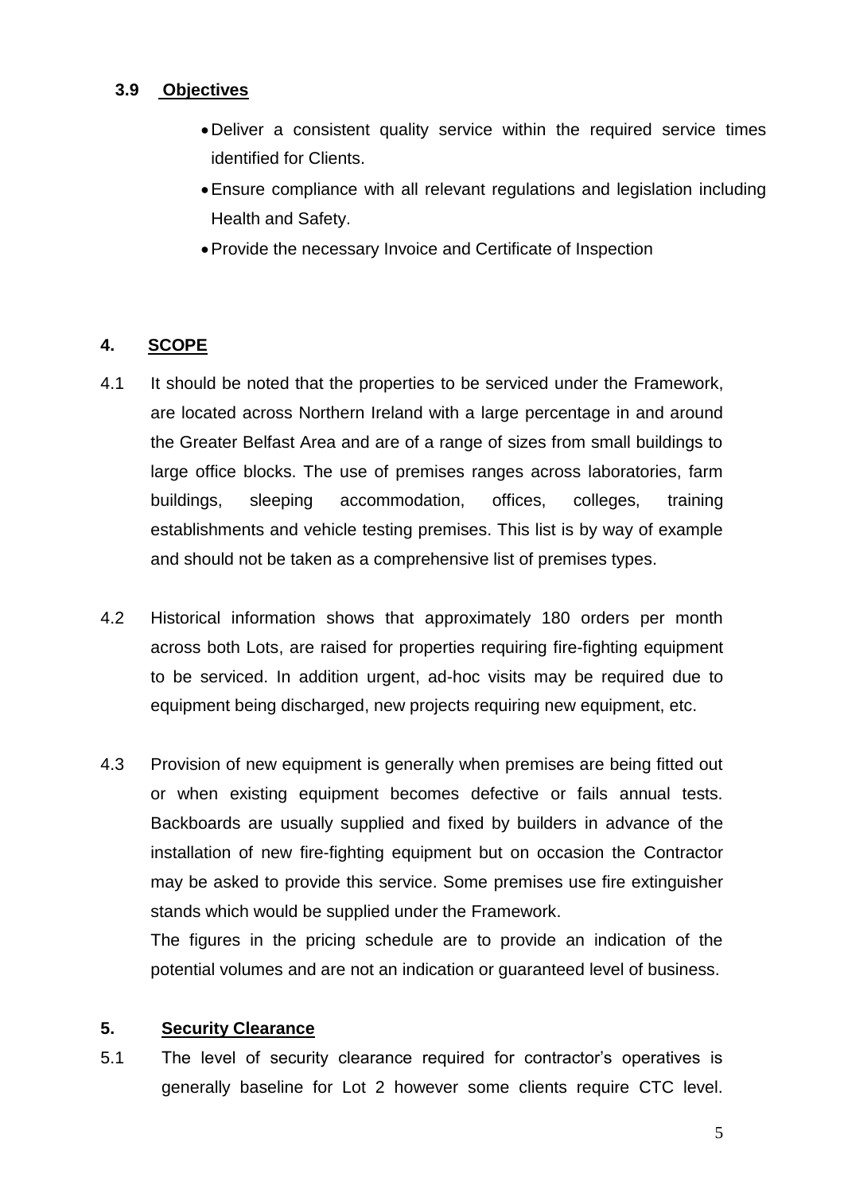### 3.9 Objectives

- Deliver a consistent quality service within the required service times identified for Clients.
- Ensure compliance with all relevant regulations and legislation including Health and Safety.
- Provide the necessary Invoice and Certificate of Inspection

## 4. SCOPE

4.1 It should be noted that the properties to be serviced under the Framework, are located across Northern Ireland with a large percentage in and around the Greater Belfast Area and are of a range of sizes from small buildings to large office blocks. The use of premises ranges across laboratories, farm buildings, sleeping accommodation, offices, colleges, training establishments and vehicle testing premises. This list is by way of example and should not be taken as a comprehensive list of premises types.

4.2 Historical information shows that approximately 180 orders per month across both Lots, are raised for properties requiring fire-fighting equipment to be serviced. In addition urgent, ad-hoc visits may be required due to equipment being discharged, new projects requiring new equipment, etc.

4.3 Provision of new equipment is generally when premises are being fitted out or when existing equipment becomes defective or fails annual tests. Backboards are usually supplied and fixed by builders in advance of the installation of new fire-fighting equipment but on occasion the Contractor may be asked to provide this service. Some premises use fire extinguisher stands which would be supplied under the Framework.

The figures in the pricing schedule are to provide an indication of the potential volumes and are not an indication or guaranteed level of business.

## 5. Security Clearance

5.1 The level of security clearance required for contractor's operatives is generally baseline for Lot 2 however some clients require CTC level.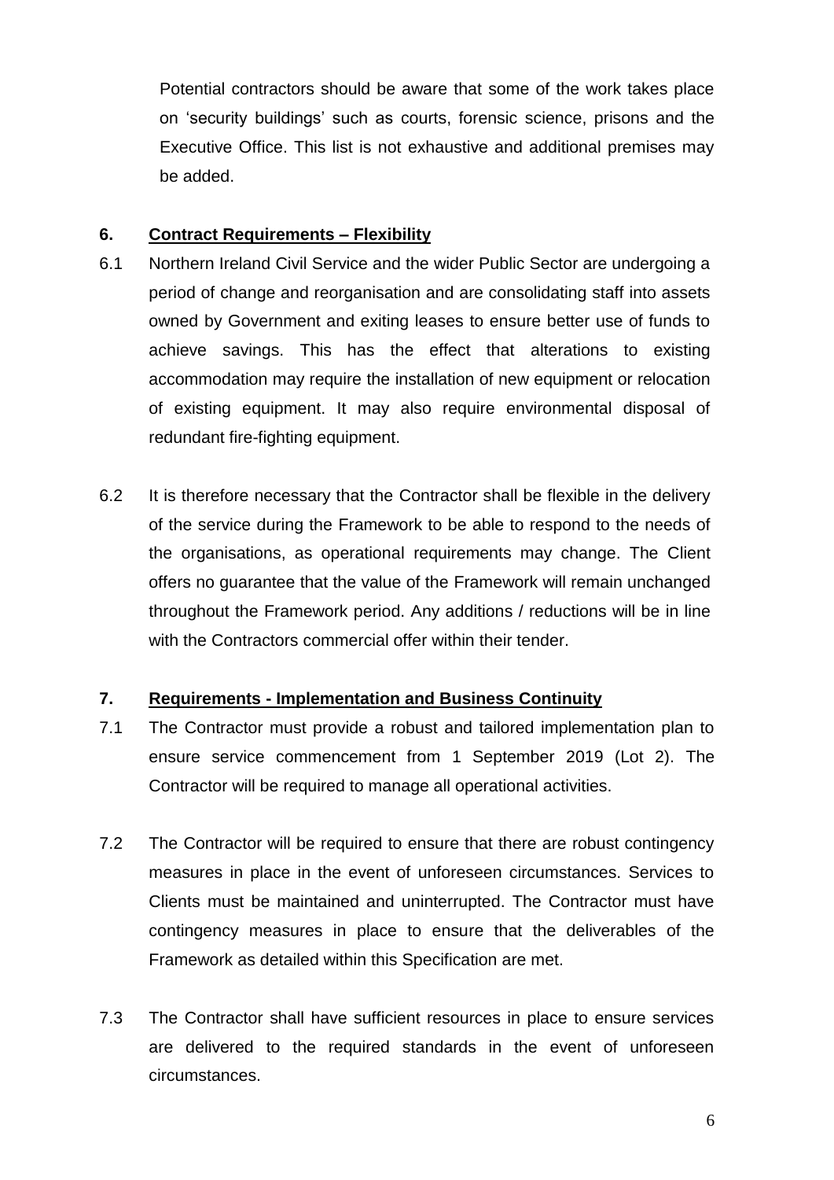Potential contractors should be aware that some of the work takes place on 'security buildings' such as courts, forensic science, prisons and the Executive Office. This list is not exhaustive and additional premises may be added.

## 6. Contract Requirements – Flexibility

6.1 Northern Ireland Civil Service and the wider Public Sector are undergoing a period of change and reorganisation and are consolidating staff into assets owned by Government and exiting leases to ensure better use of funds to achieve savings. This has the effect that alterations to existing accommodation may require the installation of new equipment or relocation of existing equipment. It may also require environmental disposal of redundant fire-fighting equipment.

6.2 It is therefore necessary that the Contractor shall be flexible in the delivery of the service during the Framework to be able to respond to the needs of the organisations, as operational requirements may change. The Client offers no guarantee that the value of the Framework will remain unchanged throughout the Framework period. Any additions / reductions will be in line with the Contractors commercial offer within their tender.

## 7. Requirements - Implementation and Business Continuity

7.1 The Contractor must provide a robust and tailored implementation plan to ensure service commencement from 1 September 2019 (Lot 2). The Contractor will be required to manage all operational activities.

7.2 The Contractor will be required to ensure that there are robust contingency measures in place in the event of unforeseen circumstances. Services to Clients must be maintained and uninterrupted. The Contractor must have contingency measures in place to ensure that the deliverables of the Framework as detailed within this Specification are met.

7.3 The Contractor shall have sufficient resources in place to ensure services are delivered to the required standards in the event of unforeseen circumstances.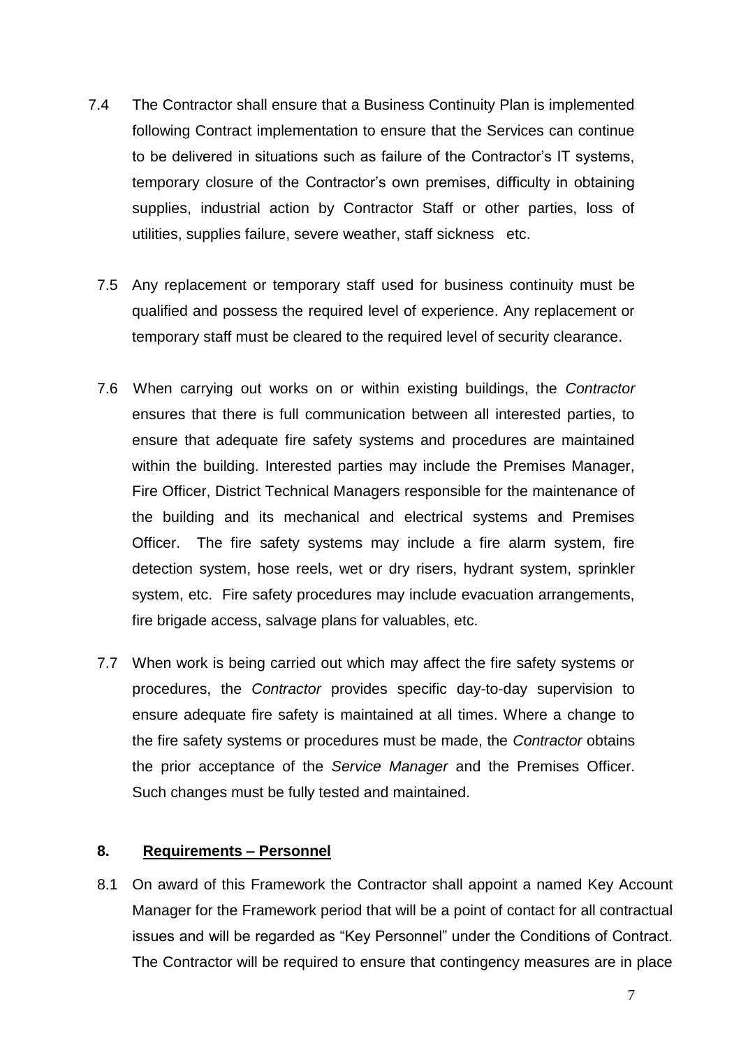7.4 The Contractor shall ensure that a Business Continuity Plan is implemented following Contract implementation to ensure that the Services can continue to be delivered in situations such as failure of the Contractor's IT systems, temporary closure of the Contractor's own premises, difficulty in obtaining supplies, industrial action by Contractor Staff or other parties, loss of utilities, supplies failure, severe weather, staff sickness etc.

7.5 Any replacement or temporary staff used for business continuity must be qualified and possess the required level of experience. Any replacement or temporary staff must be cleared to the required level of security clearance.

7.6 When carrying out works on or within existing buildings, the *Contractor* ensures that there is full communication between all interested parties, to ensure that adequate fire safety systems and procedures are maintained within the building. Interested parties may include the Premises Manager, Fire Officer, District Technical Managers responsible for the maintenance of the building and its mechanical and electrical systems and Premises Officer. The fire safety systems may include a fire alarm system, fire detection system, hose reels, wet or dry risers, hydrant system, sprinkler system, etc. Fire safety procedures may include evacuation arrangements, fire brigade access, salvage plans for valuables, etc.

7.7 When work is being carried out which may affect the fire safety systems or procedures, the *Contractor* provides specific day-to-day supervision to ensure adequate fire safety is maintained at all times. Where a change to the fire safety systems or procedures must be made, the *Contractor* obtains the prior acceptance of the *Service Manager* and the Premises Officer. Such changes must be fully tested and maintained.

## 8. Requirements – Personnel

8.1 On award of this Framework the Contractor shall appoint a named Key Account Manager for the Framework period that will be a point of contact for all contractual issues and will be regarded as "Key Personnel" under the Conditions of Contract. The Contractor will be required to ensure that contingency measures are in place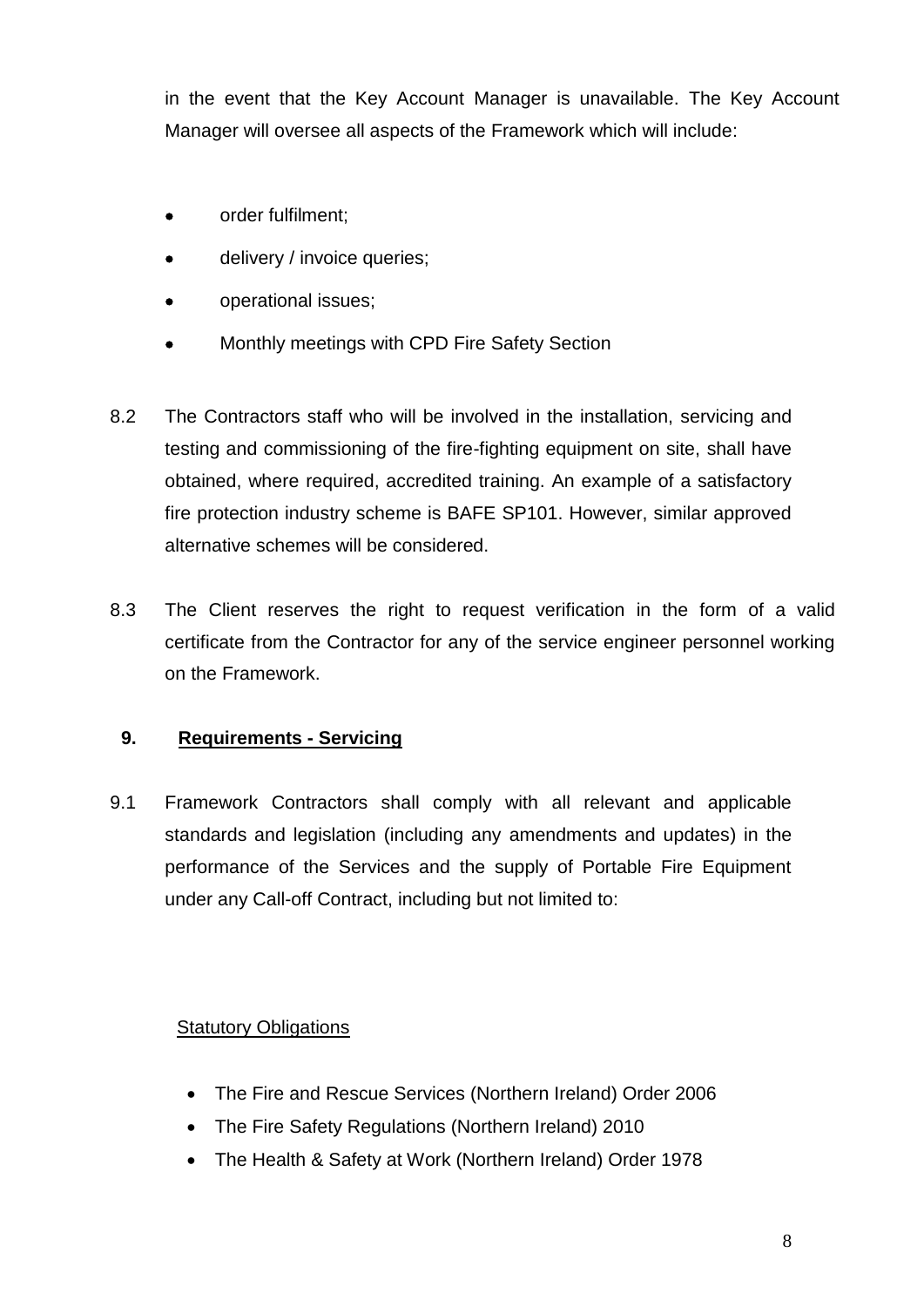in the event that the Key Account Manager is unavailable. The Key Account Manager will oversee all aspects of the Framework which will include:

- order fulfilment;
- delivery / invoice queries;
- operational issues;
- Monthly meetings with CPD Fire Safety Section

8.2 The Contractors staff who will be involved in the installation, servicing and testing and commissioning of the fire-fighting equipment on site, shall have obtained, where required, accredited training. An example of a satisfactory fire protection industry scheme is BAFE SP101. However, similar approved alternative schemes will be considered.

8.3 The Client reserves the right to request verification in the form of a valid certificate from the Contractor for any of the service engineer personnel working on the Framework.

## 9. Requirements - Servicing

9.1 Framework Contractors shall comply with all relevant and applicable standards and legislation (including any amendments and updates) in the performance of the Services and the supply of Portable Fire Equipment under any Call-off Contract, including but not limited to:

Statutory Obligations

- The Fire and Rescue Services (Northern Ireland) Order 2006
- The Fire Safety Regulations (Northern Ireland) 2010
- The Health & Safety at Work (Northern Ireland) Order 1978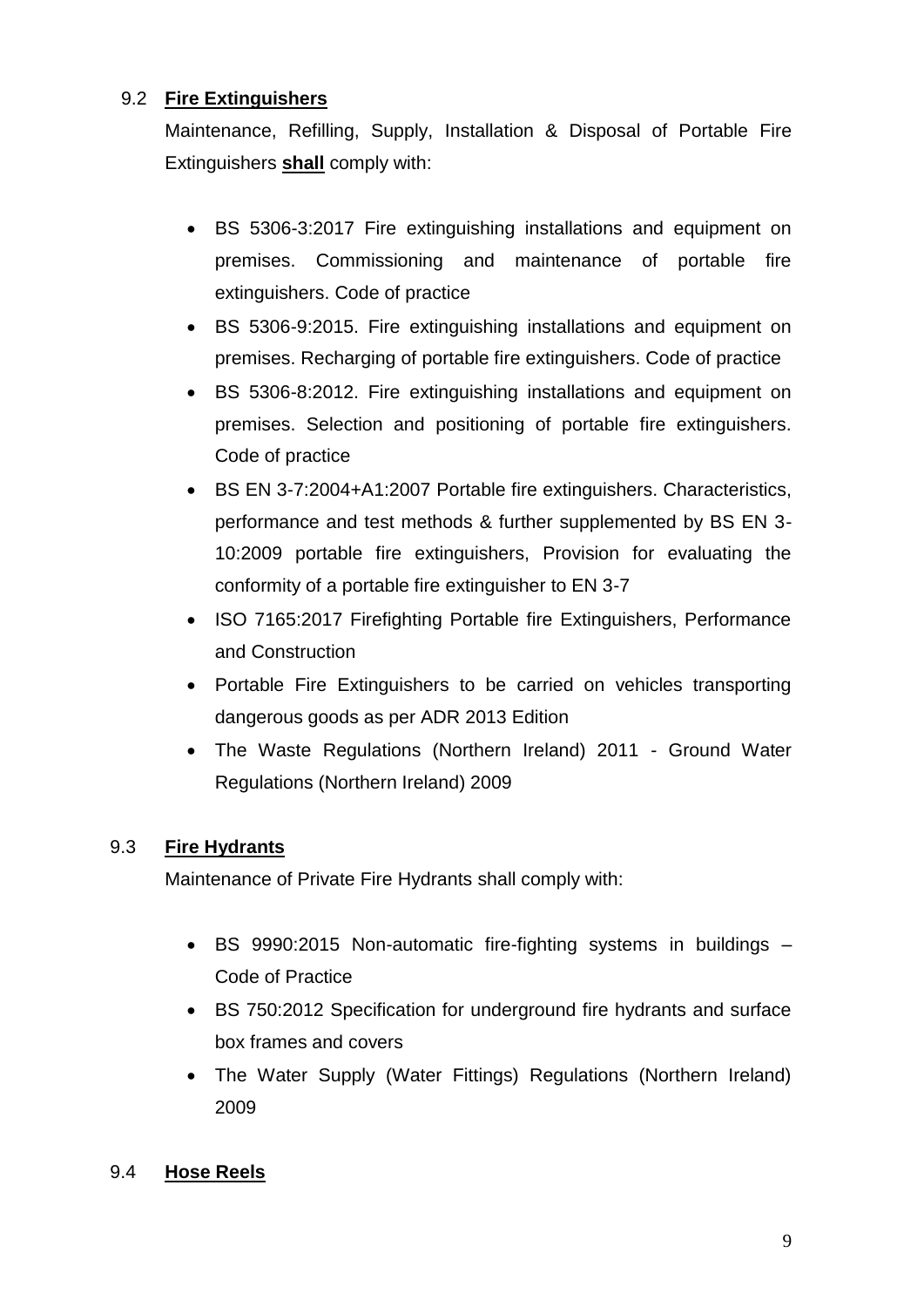### 9.2 **Fire Extinguishers**

Maintenance, Refilling, Supply, Installation & Disposal of Portable Fire Extinguishers **shall** comply with:

- BS 5306-3:2017 Fire extinguishing installations and equipment on premises. Commissioning and maintenance of portable fire extinguishers. Code of practice
- BS 5306-9:2015. Fire extinguishing installations and equipment on premises. Recharging of portable fire extinguishers. Code of practice
- BS 5306-8:2012. Fire extinguishing installations and equipment on premises. Selection and positioning of portable fire extinguishers. Code of practice
- BS EN 3-7:2004+A1:2007 Portable fire extinguishers. Characteristics, performance and test methods & further supplemented by BS EN 3-10:2009 portable fire extinguishers, Provision for evaluating the conformity of a portable fire extinguisher to EN 3-7
- ISO 7165:2017 Firefighting Portable fire Extinguishers, Performance and Construction
- Portable Fire Extinguishers to be carried on vehicles transporting dangerous goods as per ADR 2013 Edition
- The Waste Regulations (Northern Ireland) 2011 - Ground Water Regulations (Northern Ireland) 2009

### 9.3 **Fire Hydrants**

Maintenance of Private Fire Hydrants shall comply with:

- BS 9990:2015 Non-automatic fire-fighting systems in buildings – Code of Practice
- BS 750:2012 Specification for underground fire hydrants and surface box frames and covers
- The Water Supply (Water Fittings) Regulations (Northern Ireland) 2009

### 9.4 **Hose Reels**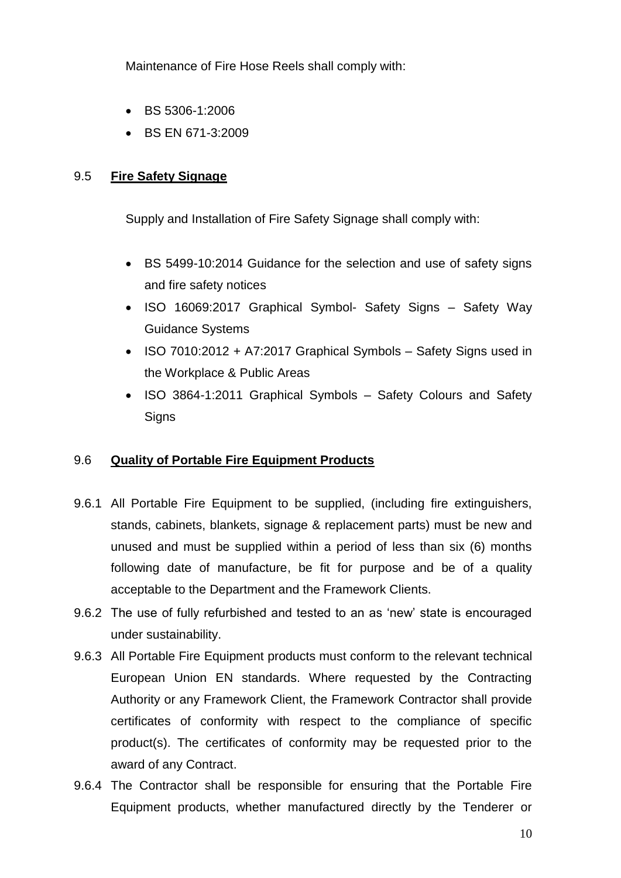Maintenance of Fire Hose Reels shall comply with:

- BS 5306-1:2006
- BS EN 671-3:2009

## 9.5 **Fire Safety Signage**

Supply and Installation of Fire Safety Signage shall comply with:

- BS 5499-10:2014 Guidance for the selection and use of safety signs and fire safety notices
- ISO 16069:2017 Graphical Symbol- Safety Signs – Safety Way Guidance Systems
- ISO 7010:2012 + A7:2017 Graphical Symbols – Safety Signs used in the Workplace & Public Areas
- ISO 3864-1:2011 Graphical Symbols – Safety Colours and Safety Signs

## 9.6 **Quality of Portable Fire Equipment Products**

9.6.1 All Portable Fire Equipment to be supplied, (including fire extinguishers, stands, cabinets, blankets, signage & replacement parts) must be new and unused and must be supplied within a period of less than six (6) months following date of manufacture, be fit for purpose and be of a quality acceptable to the Department and the Framework Clients.

9.6.2 The use of fully refurbished and tested to an as 'new' state is encouraged under sustainability.

9.6.3 All Portable Fire Equipment products must conform to the relevant technical European Union EN standards. Where requested by the Contracting Authority or any Framework Client, the Framework Contractor shall provide certificates of conformity with respect to the compliance of specific product(s). The certificates of conformity may be requested prior to the award of any Contract.

9.6.4 The Contractor shall be responsible for ensuring that the Portable Fire Equipment products, whether manufactured directly by the Tenderer or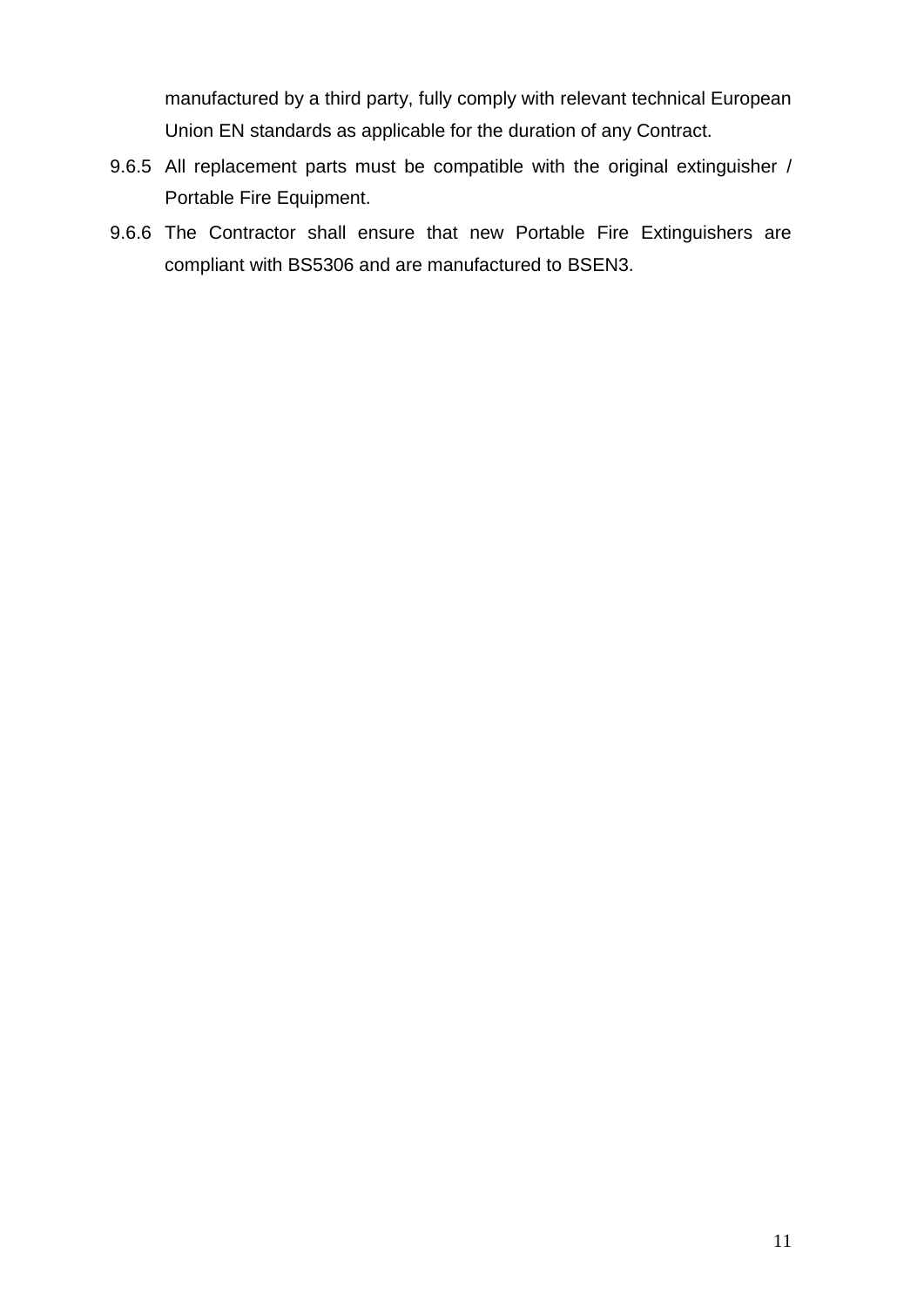manufactured by a third party, fully comply with relevant technical European Union EN standards as applicable for the duration of any Contract.

9.6.5 All replacement parts must be compatible with the original extinguisher / Portable Fire Equipment.

9.6.6 The Contractor shall ensure that new Portable Fire Extinguishers are compliant with BS5306 and are manufactured to BSEN3.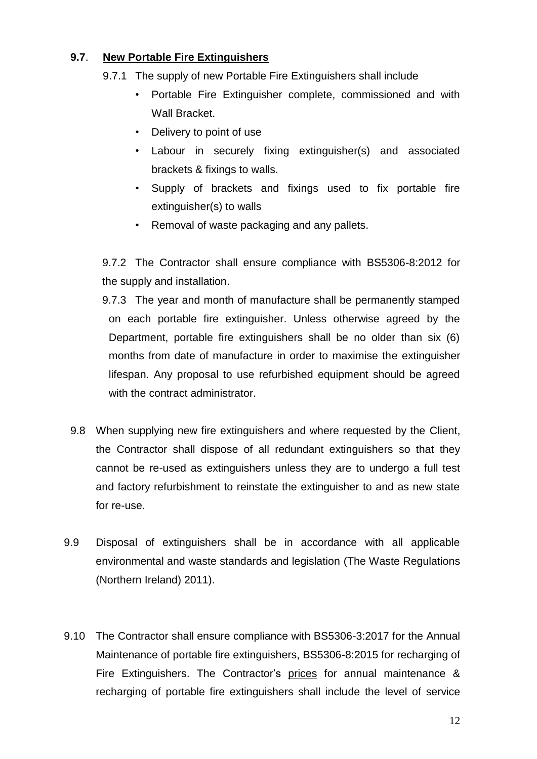**9.7**. **New Portable Fire Extinguishers**

9.7.1 The supply of new Portable Fire Extinguishers shall include

- Portable Fire Extinguisher complete, commissioned and with Wall Bracket.
- Delivery to point of use
- Labour in securely fixing extinguisher(s) and associated brackets & fixings to walls.
- Supply of brackets and fixings used to fix portable fire extinguisher(s) to walls
- Removal of waste packaging and any pallets.

9.7.2 The Contractor shall ensure compliance with BS5306-8:2012 for the supply and installation.

9.7.3 The year and month of manufacture shall be permanently stamped on each portable fire extinguisher. Unless otherwise agreed by the Department, portable fire extinguishers shall be no older than six (6) months from date of manufacture in order to maximise the extinguisher lifespan. Any proposal to use refurbished equipment should be agreed with the contract administrator.

9.8 When supplying new fire extinguishers and where requested by the Client, the Contractor shall dispose of all redundant extinguishers so that they cannot be re-used as extinguishers unless they are to undergo a full test and factory refurbishment to reinstate the extinguisher to and as new state for re-use.

9.9 Disposal of extinguishers shall be in accordance with all applicable environmental and waste standards and legislation (The Waste Regulations (Northern Ireland) 2011).

9.10 The Contractor shall ensure compliance with BS5306-3:2017 for the Annual Maintenance of portable fire extinguishers, BS5306-8:2015 for recharging of Fire Extinguishers. The Contractor's prices for annual maintenance & recharging of portable fire extinguishers shall include the level of service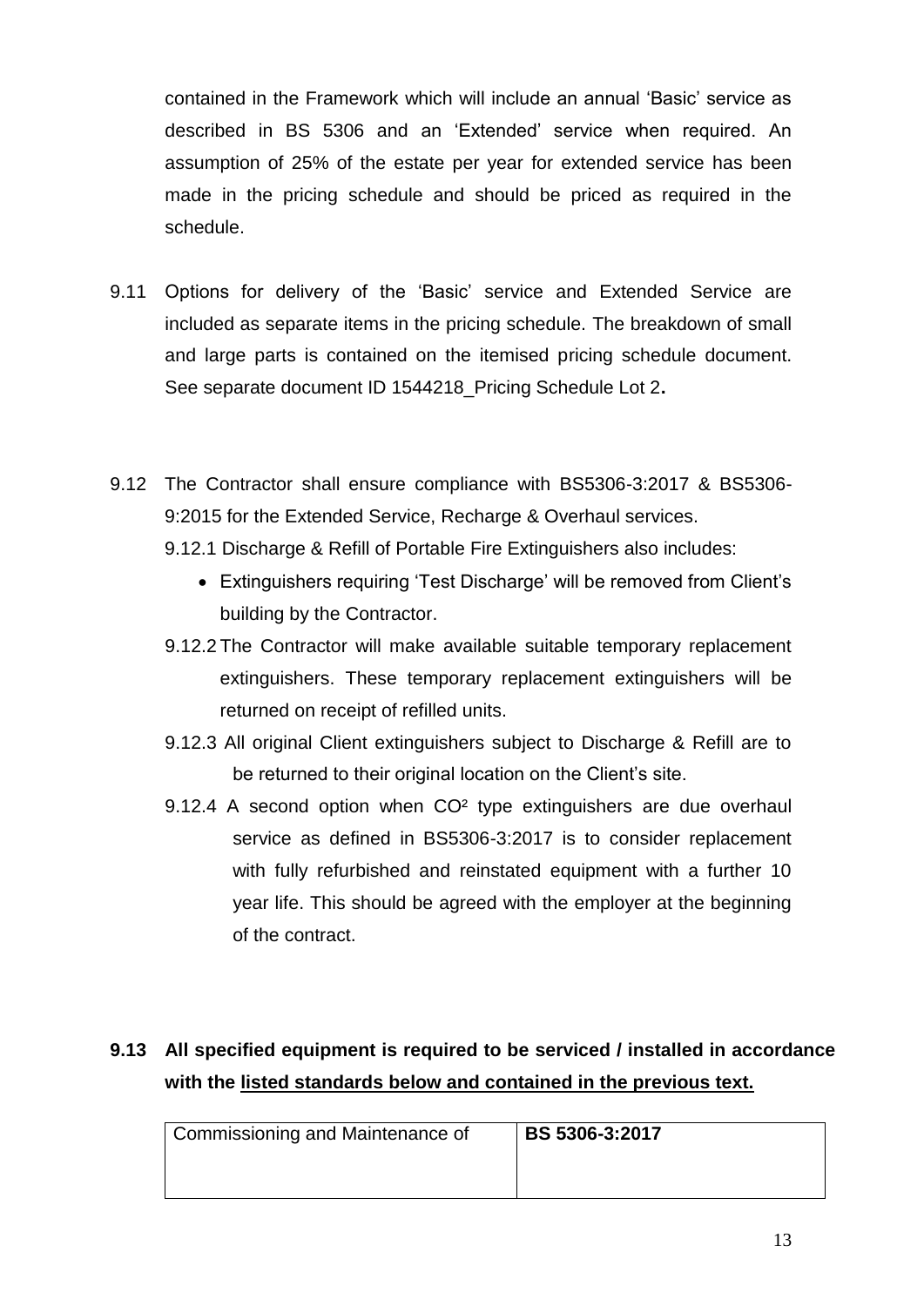contained in the Framework which will include an annual 'Basic' service as described in BS 5306 and an 'Extended' service when required. An assumption of 25% of the estate per year for extended service has been made in the pricing schedule and should be priced as required in the schedule.

9.11 Options for delivery of the 'Basic' service and Extended Service are included as separate items in the pricing schedule. The breakdown of small and large parts is contained on the itemised pricing schedule document. See separate document ID 1544218_Pricing Schedule Lot 2**.**

9.12 The Contractor shall ensure compliance with BS5306-3:2017 & BS5306-9:2015 for the Extended Service, Recharge & Overhaul services.

9.12.1 Discharge & Refill of Portable Fire Extinguishers also includes:

- Extinguishers requiring 'Test Discharge' will be removed from Client's building by the Contractor.

9.12.2 The Contractor will make available suitable temporary replacement extinguishers. These temporary replacement extinguishers will be returned on receipt of refilled units.

9.12.3 All original Client extinguishers subject to Discharge & Refill are to be returned to their original location on the Client's site.

9.12.4 A second option when $CO^2$ type extinguishers are due overhaul service as defined in BS5306-3:2017 is to consider replacement with fully refurbished and reinstated equipment with a further 10 year life. This should be agreed with the employer at the beginning of the contract.

**9.13 All specified equipment is required to be serviced / installed in accordance with the listed standards below and contained in the previous text.**

| | |
|---|---|
| Commissioning and Maintenance of | **BS 5306-3:2017** |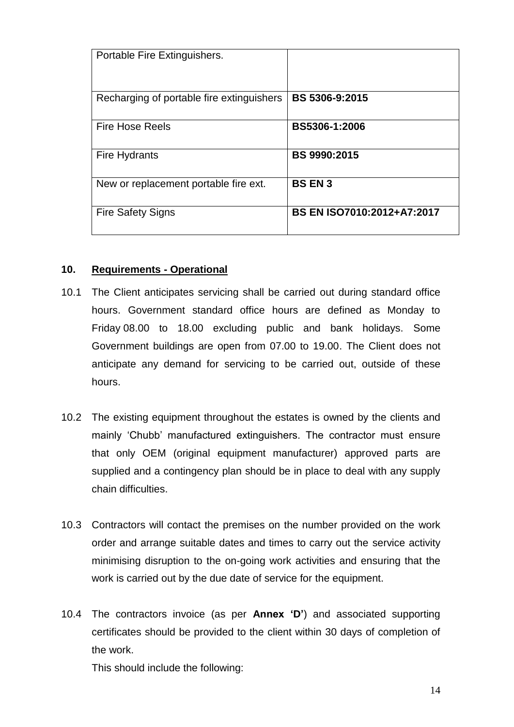| | |
|---|---|
| Portable Fire Extinguishers. | |
| Recharging of portable fire extinguishers | **BS 5306-9:2015** |
| Fire Hose Reels | **BS5306-1:2006** |
| Fire Hydrants | **BS 9990:2015** |
| New or replacement portable fire ext. | **BS EN 3** |
| Fire Safety Signs | **BS EN ISO7010:2012+A7:2017** |

## 10. Requirements - Operational

10.1 The Client anticipates servicing shall be carried out during standard office hours. Government standard office hours are defined as Monday to Friday 08.00 to 18.00 excluding public and bank holidays. Some Government buildings are open from 07.00 to 19.00. The Client does not anticipate any demand for servicing to be carried out, outside of these hours.

10.2 The existing equipment throughout the estates is owned by the clients and mainly 'Chubb' manufactured extinguishers. The contractor must ensure that only OEM (original equipment manufacturer) approved parts are supplied and a contingency plan should be in place to deal with any supply chain difficulties.

10.3 Contractors will contact the premises on the number provided on the work order and arrange suitable dates and times to carry out the service activity minimising disruption to the on-going work activities and ensuring that the work is carried out by the due date of service for the equipment.

10.4 The contractors invoice (as per **Annex 'D'**) and associated supporting certificates should be provided to the client within 30 days of completion of the work.

This should include the following: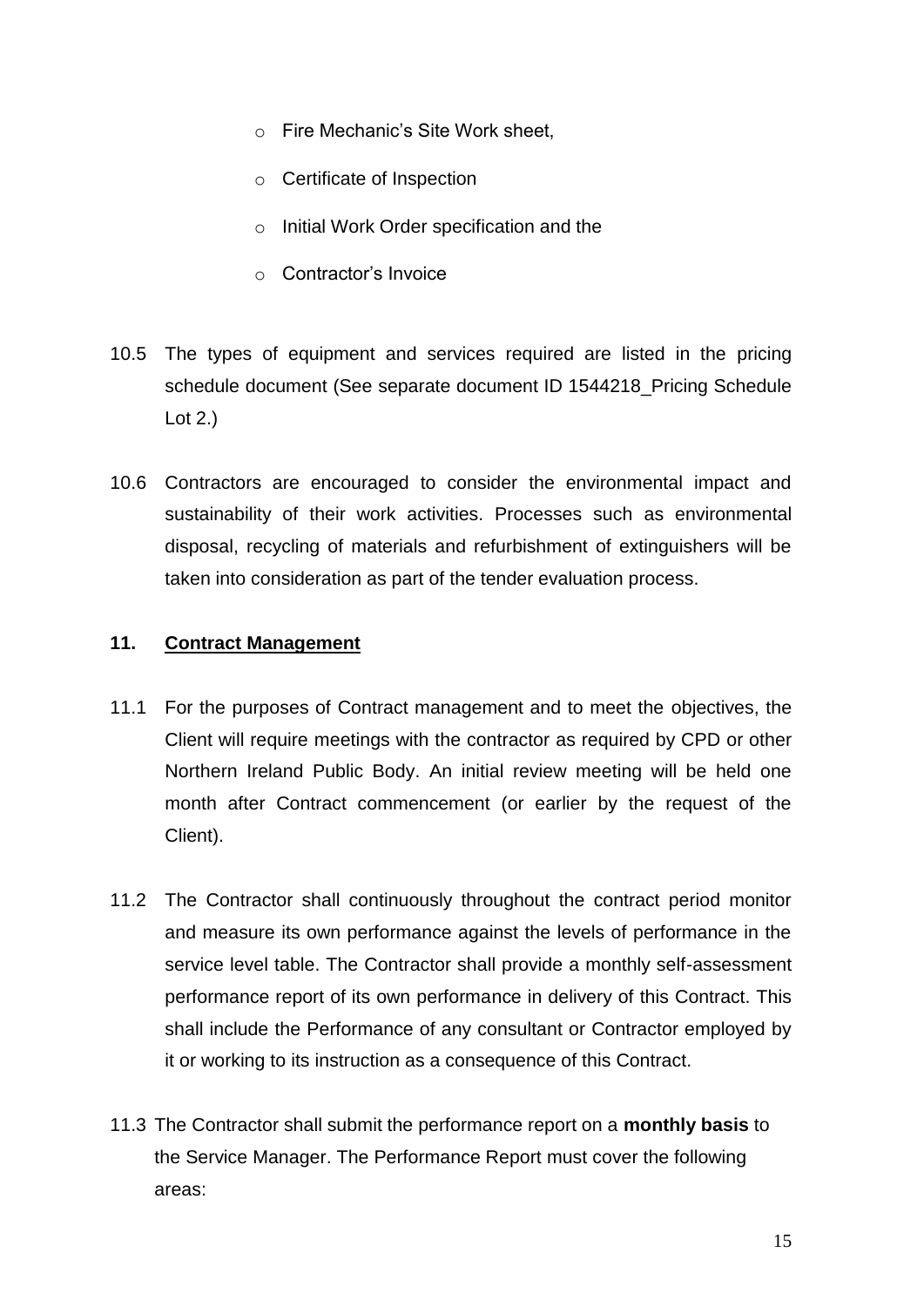- Fire Mechanic's Site Work sheet,
- Certificate of Inspection
- Initial Work Order specification and the
- Contractor's Invoice

10.5 The types of equipment and services required are listed in the pricing schedule document (See separate document ID 1544218_Pricing Schedule Lot 2.)

10.6 Contractors are encouraged to consider the environmental impact and sustainability of their work activities. Processes such as environmental disposal, recycling of materials and refurbishment of extinguishers will be taken into consideration as part of the tender evaluation process.

## 11. Contract Management

11.1 For the purposes of Contract management and to meet the objectives, the Client will require meetings with the contractor as required by CPD or other Northern Ireland Public Body. An initial review meeting will be held one month after Contract commencement (or earlier by the request of the Client).

11.2 The Contractor shall continuously throughout the contract period monitor and measure its own performance against the levels of performance in the service level table. The Contractor shall provide a monthly self-assessment performance report of its own performance in delivery of this Contract. This shall include the Performance of any consultant or Contractor employed by it or working to its instruction as a consequence of this Contract.

11.3 The Contractor shall submit the performance report on a **monthly basis** to the Service Manager. The Performance Report must cover the following areas: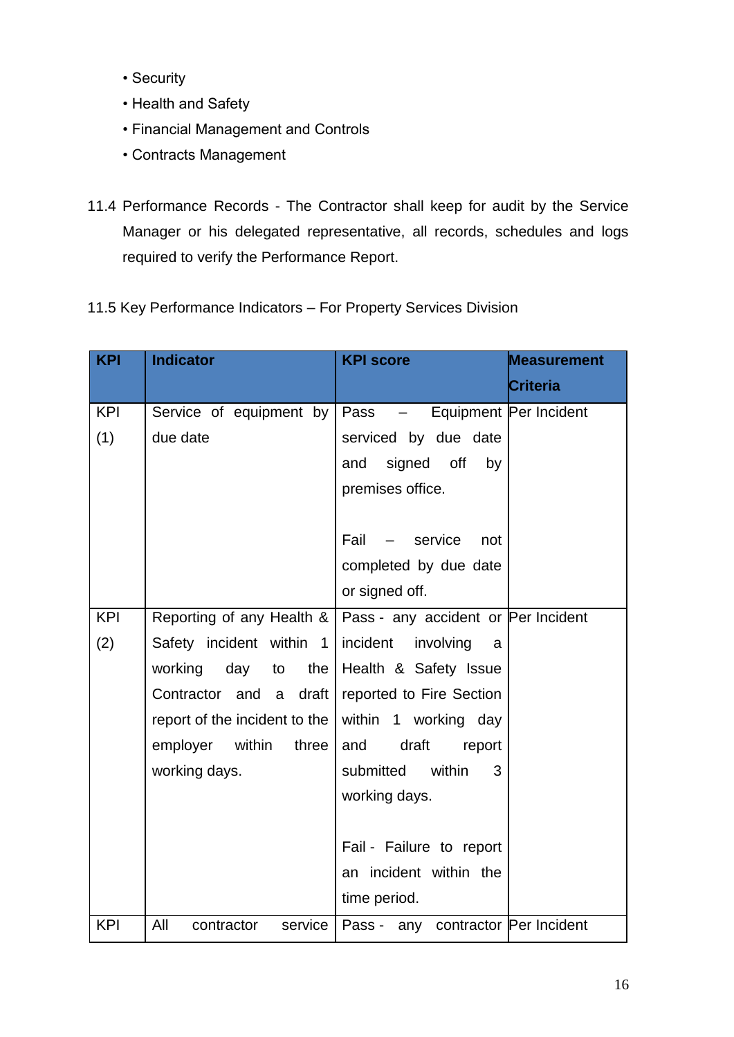- Security
- Health and Safety
- Financial Management and Controls
- Contracts Management

11.4 Performance Records - The Contractor shall keep for audit by the Service Manager or his delegated representative, all records, schedules and logs required to verify the Performance Report.

11.5 Key Performance Indicators – For Property Services Division

| KPI | Indicator | KPI score | Measurement Criteria |
|---|---|---|---|
| KPI (1) | Service of equipment by due date | Pass – Equipment serviced by due date and signed off by premises office.<br><br>Fail – service not completed by due date or signed off. | Per Incident |
| KPI (2) | Reporting of any Health & Safety incident within 1 working day to the Contractor and a draft report of the incident to the employer within three working days. | Pass - any accident or incident involving a Health & Safety Issue reported to Fire Section within 1 working day and draft report submitted within 3 working days.<br><br>Fail - Failure to report an incident within the time period. | Per Incident |
| KPI | All contractor service | Pass - any contractor | Per Incident |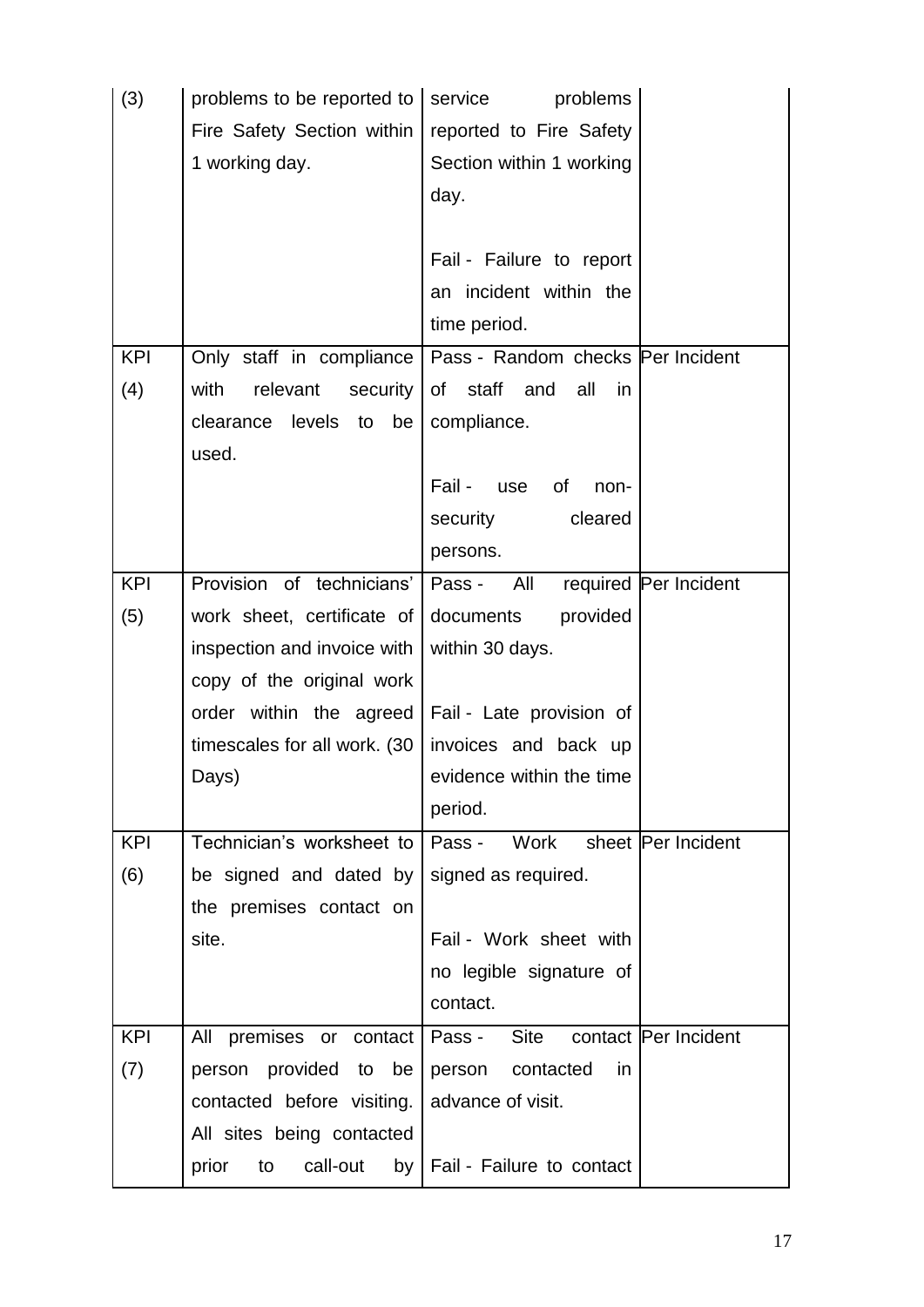| | | | |
|---|---|---|---|
| (3) | problems to be reported to Fire Safety Section within 1 working day. | service problems reported to Fire Safety Section within 1 working day.<br><br>Fail - Failure to report an incident within the time period. | |
| KPI (4) | Only staff in compliance with relevant security clearance levels to be used. | Pass - Random checks of staff and all in compliance.<br><br>Fail - use of non-security cleared persons. | Per Incident |
| KPI (5) | Provision of technicians' work sheet, certificate of inspection and invoice with copy of the original work order within the agreed timescales for all work. (30 Days) | Pass - All required documents provided within 30 days.<br><br>Fail - Late provision of invoices and back up evidence within the time period. | Per Incident |
| KPI (6) | Technician's worksheet to be signed and dated by the premises contact on site. | Pass - Work sheet signed as required.<br><br>Fail - Work sheet with no legible signature of contact. | Per Incident |
| KPI (7) | All premises or contact person provided to be contacted before visiting. All sites being contacted prior to call-out by | Pass - Site contact person contacted in advance of visit.<br><br>Fail - Failure to contact | Per Incident |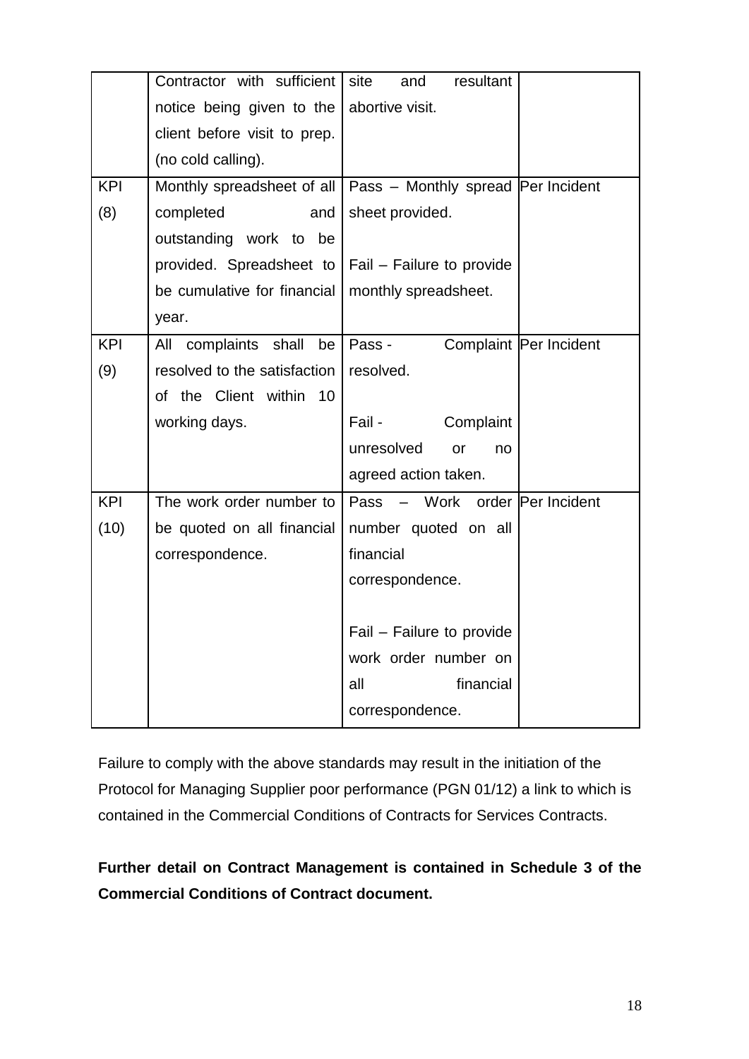| | | | |
|---|---|---|---|
| | Contractor with sufficient notice being given to the client before visit to prep. (no cold calling). | site and resultant abortive visit. | |
| KPI (8) | Monthly spreadsheet of all completed and outstanding work to be provided. Spreadsheet to be cumulative for financial year. | Pass – Monthly spread sheet provided.<br><br>Fail – Failure to provide monthly spreadsheet. | Per Incident |
| KPI (9) | All complaints shall be resolved to the satisfaction of the Client within 10 working days. | Pass - Complaint resolved.<br><br>Fail - Complaint unresolved or no agreed action taken. | Per Incident |
| KPI (10) | The work order number to be quoted on all financial correspondence. | Pass – Work order number quoted on all financial correspondence.<br><br>Fail – Failure to provide work order number on all financial correspondence. | Per Incident |

Failure to comply with the above standards may result in the initiation of the Protocol for Managing Supplier poor performance (PGN 01/12) a link to which is contained in the Commercial Conditions of Contracts for Services Contracts.

**Further detail on Contract Management is contained in Schedule 3 of the Commercial Conditions of Contract document.**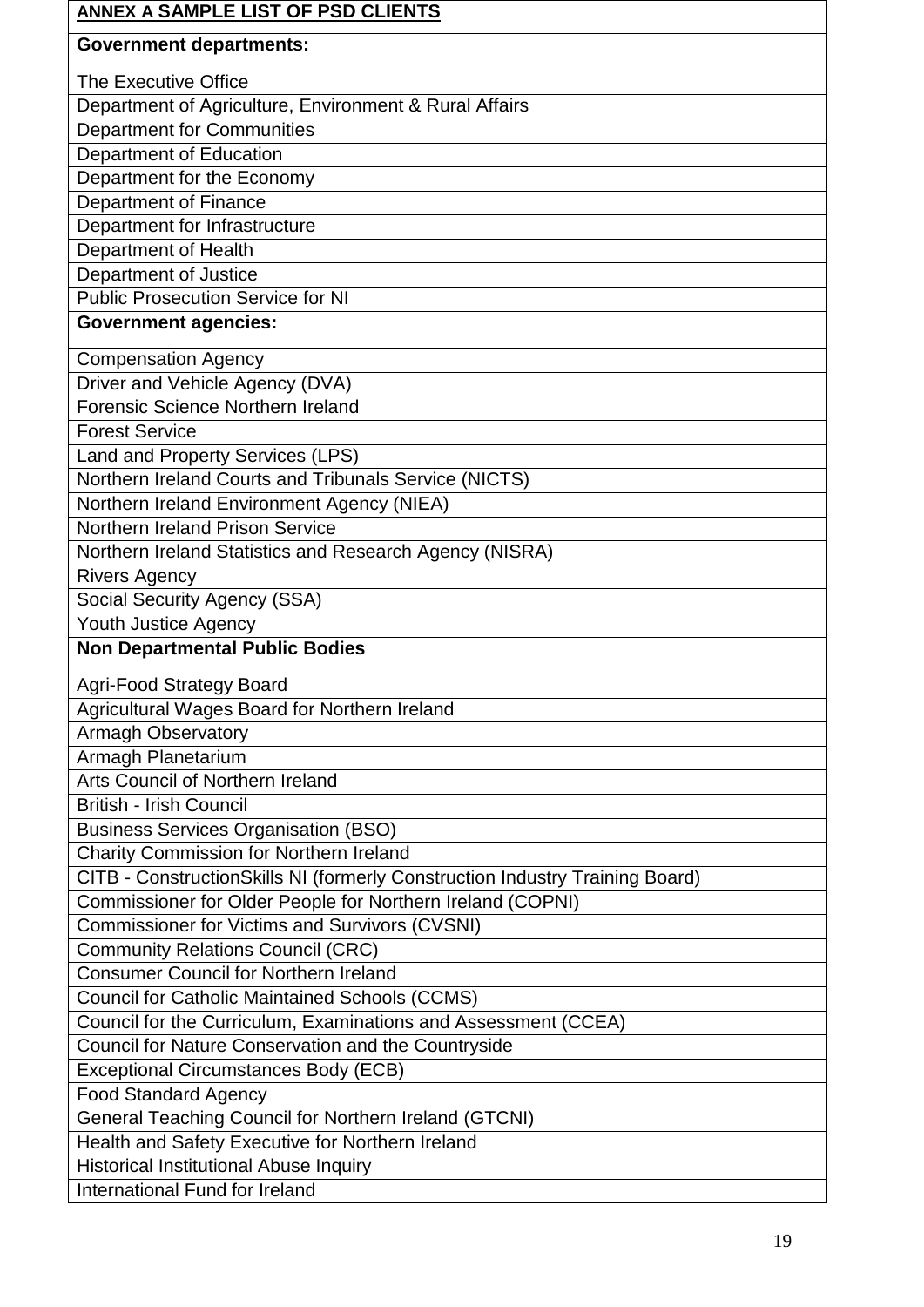| ANNEX A SAMPLE LIST OF PSD CLIENTS |
| --- |
| **Government departments:** |
| The Executive Office |
| Department of Agriculture, Environment & Rural Affairs |
| Department for Communities |
| Department of Education |
| Department for the Economy |
| Department of Finance |
| Department for Infrastructure |
| Department of Health |
| Department of Justice |
| Public Prosecution Service for NI |
| **Government agencies:** |
| Compensation Agency |
| Driver and Vehicle Agency (DVA) |
| Forensic Science Northern Ireland |
| Forest Service |
| Land and Property Services (LPS) |
| Northern Ireland Courts and Tribunals Service (NICTS) |
| Northern Ireland Environment Agency (NIEA) |
| Northern Ireland Prison Service |
| Northern Ireland Statistics and Research Agency (NISRA) |
| Rivers Agency |
| Social Security Agency (SSA) |
| Youth Justice Agency |
| **Non Departmental Public Bodies** |
| Agri-Food Strategy Board |
| Agricultural Wages Board for Northern Ireland |
| Armagh Observatory |
| Armagh Planetarium |
| Arts Council of Northern Ireland |
| British - Irish Council |
| Business Services Organisation (BSO) |
| Charity Commission for Northern Ireland |
| CITB - ConstructionSkills NI (formerly Construction Industry Training Board) |
| Commissioner for Older People for Northern Ireland (COPNI) |
| Commissioner for Victims and Survivors (CVSNI) |
| Community Relations Council (CRC) |
| Consumer Council for Northern Ireland |
| Council for Catholic Maintained Schools (CCMS) |
| Council for the Curriculum, Examinations and Assessment (CCEA) |
| Council for Nature Conservation and the Countryside |
| Exceptional Circumstances Body (ECB) |
| Food Standard Agency |
| General Teaching Council for Northern Ireland (GTCNI) |
| Health and Safety Executive for Northern Ireland |
| Historical Institutional Abuse Inquiry |
| International Fund for Ireland |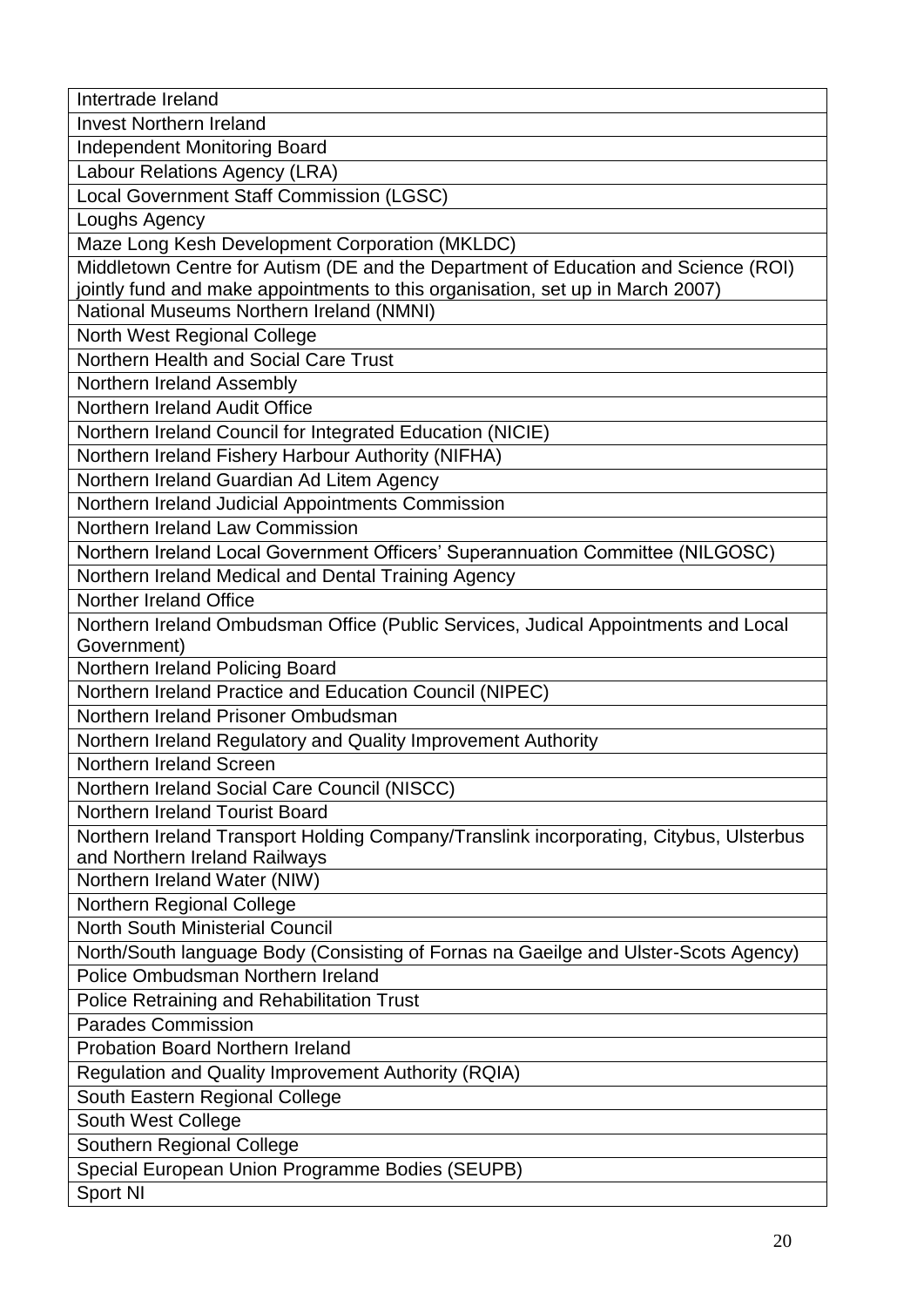| |
|---|
| Intertrade Ireland |
| Invest Northern Ireland |
| Independent Monitoring Board |
| Labour Relations Agency (LRA) |
| Local Government Staff Commission (LGSC) |
| Loughs Agency |
| Maze Long Kesh Development Corporation (MKLDC) |
| Middletown Centre for Autism (DE and the Department of Education and Science (ROI) jointly fund and make appointments to this organisation, set up in March 2007) |
| National Museums Northern Ireland (NMNI) |
| North West Regional College |
| Northern Health and Social Care Trust |
| Northern Ireland Assembly |
| Northern Ireland Audit Office |
| Northern Ireland Council for Integrated Education (NICIE) |
| Northern Ireland Fishery Harbour Authority (NIFHA) |
| Northern Ireland Guardian Ad Litem Agency |
| Northern Ireland Judicial Appointments Commission |
| Northern Ireland Law Commission |
| Northern Ireland Local Government Officers' Superannuation Committee (NILGOSC) |
| Northern Ireland Medical and Dental Training Agency |
| Norther Ireland Office |
| Northern Ireland Ombudsman Office (Public Services, Judical Appointments and Local Government) |
| Northern Ireland Policing Board |
| Northern Ireland Practice and Education Council (NIPEC) |
| Northern Ireland Prisoner Ombudsman |
| Northern Ireland Regulatory and Quality Improvement Authority |
| Northern Ireland Screen |
| Northern Ireland Social Care Council (NISCC) |
| Northern Ireland Tourist Board |
| Northern Ireland Transport Holding Company/Translink incorporating, Citybus, Ulsterbus and Northern Ireland Railways |
| Northern Ireland Water (NIW) |
| Northern Regional College |
| North South Ministerial Council |
| North/South language Body (Consisting of Fornas na Gaeilge and Ulster-Scots Agency) |
| Police Ombudsman Northern Ireland |
| Police Retraining and Rehabilitation Trust |
| Parades Commission |
| Probation Board Northern Ireland |
| Regulation and Quality Improvement Authority (RQIA) |
| South Eastern Regional College |
| South West College |
| Southern Regional College |
| Special European Union Programme Bodies (SEUPB) |
| Sport NI |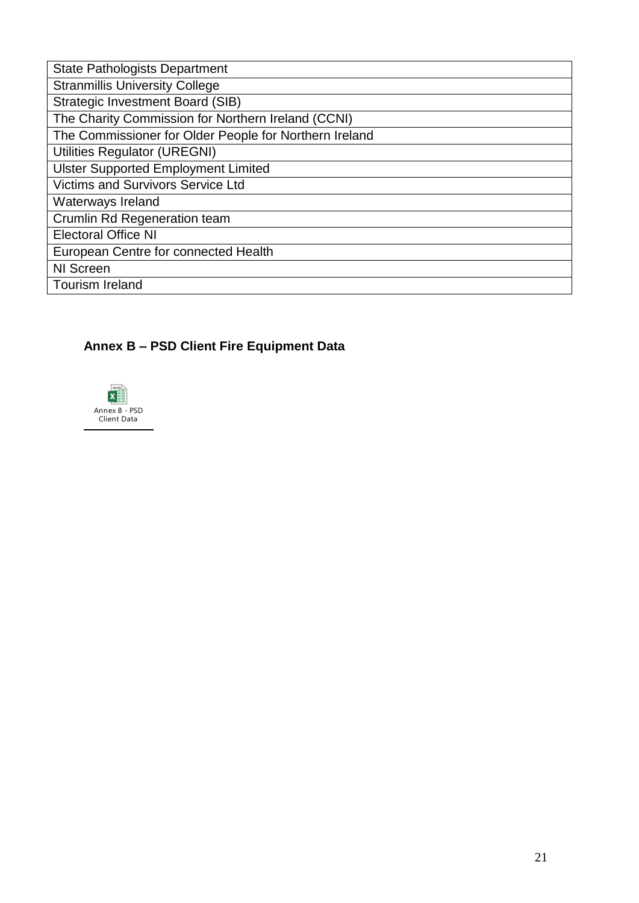| |
|---|
| State Pathologists Department |
| Stranmillis University College |
| Strategic Investment Board (SIB) |
| The Charity Commission for Northern Ireland (CCNI) |
| The Commissioner for Older People for Northern Ireland |
| Utilities Regulator (UREGNI) |
| Ulster Supported Employment Limited |
| Victims and Survivors Service Ltd |
| Waterways Ireland |
| Crumlin Rd Regeneration team |
| Electoral Office NI |
| European Centre for connected Health |
| NI Screen |
| Tourism Ireland |

**Annex B – PSD Client Fire Equipment Data**

Annex B - PSD Client Data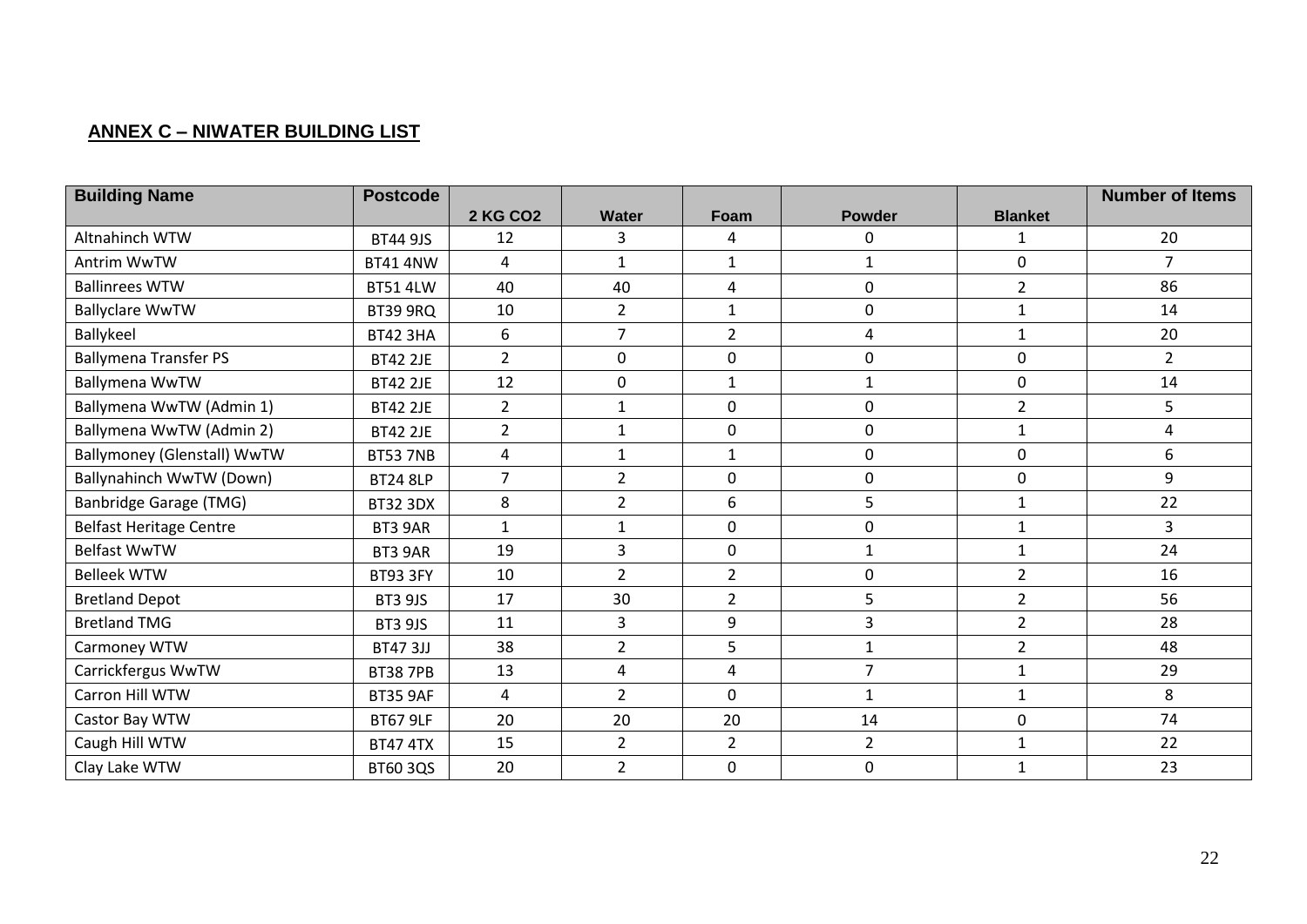## ANNEX C – NIWATER BUILDING LIST

| Building Name | Postcode | 2 KG $CO_2$ | Water | Foam | Powder | Blanket | Number of Items |
|---|---|---|---|---|---|---|---|
| Altnahinch WTW | BT44 9JS | 12 | 3 | 4 | 0 | 1 | 20 |
| Antrim WwTW | BT41 4NW | 4 | 1 | 1 | 1 | 0 | 7 |
| Ballinrees WTW | BT51 4LW | 40 | 40 | 4 | 0 | 2 | 86 |
| Ballyclare WwTW | BT39 9RQ | 10 | 2 | 1 | 0 | 1 | 14 |
| Ballykeel | BT42 3HA | 6 | 7 | 2 | 4 | 1 | 20 |
| Ballymena Transfer PS | BT42 2JE | 2 | 0 | 0 | 0 | 0 | 2 |
| Ballymena WwTW | BT42 2JE | 12 | 0 | 1 | 1 | 0 | 14 |
| Ballymena WwTW (Admin 1) | BT42 2JE | 2 | 1 | 0 | 0 | 2 | 5 |
| Ballymena WwTW (Admin 2) | BT42 2JE | 2 | 1 | 0 | 0 | 1 | 4 |
| Ballymoney (Glenstall) WwTW | BT53 7NB | 4 | 1 | 1 | 0 | 0 | 6 |
| Ballynahinch WwTW (Down) | BT24 8LP | 7 | 2 | 0 | 0 | 0 | 9 |
| Banbridge Garage (TMG) | BT32 3DX | 8 | 2 | 6 | 5 | 1 | 22 |
| Belfast Heritage Centre | BT3 9AR | 1 | 1 | 0 | 0 | 1 | 3 |
| Belfast WwTW | BT3 9AR | 19 | 3 | 0 | 1 | 1 | 24 |
| Belleek WTW | BT93 3FY | 10 | 2 | 2 | 0 | 2 | 16 |
| Bretland Depot | BT3 9JS | 17 | 30 | 2 | 5 | 2 | 56 |
| Bretland TMG | BT3 9JS | 11 | 3 | 9 | 3 | 2 | 28 |
| Carmoney WTW | BT47 3JJ | 38 | 2 | 5 | 1 | 2 | 48 |
| Carrickfergus WwTW | BT38 7PB | 13 | 4 | 4 | 7 | 1 | 29 |
| Carron Hill WTW | BT35 9AF | 4 | 2 | 0 | 1 | 1 | 8 |
| Castor Bay WTW | BT67 9LF | 20 | 20 | 20 | 14 | 0 | 74 |
| Caugh Hill WTW | BT47 4TX | 15 | 2 | 2 | 2 | 1 | 22 |
| Clay Lake WTW | BT60 3QS | 20 | 2 | 0 | 0 | 1 | 23 |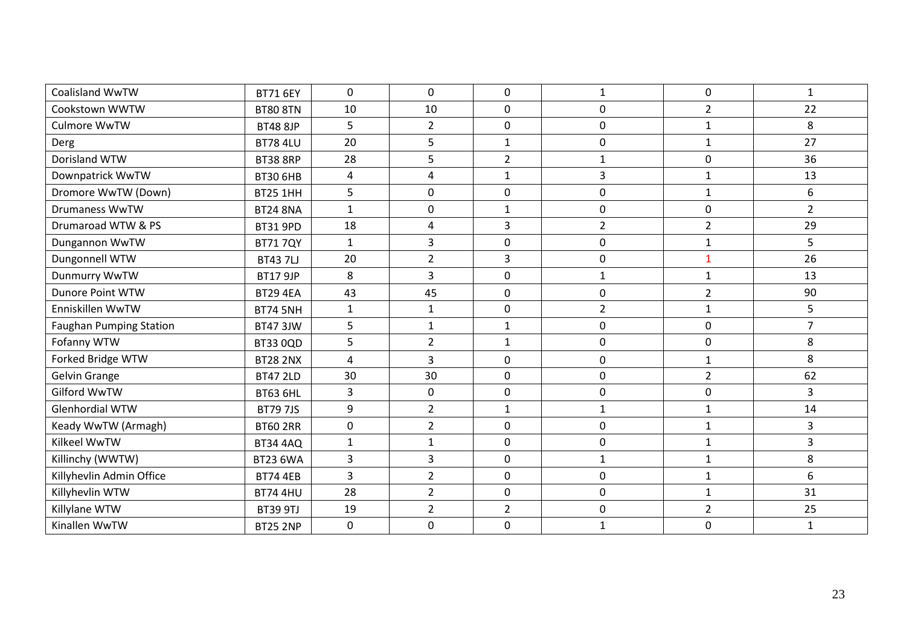| | | | | | | | |
|---|---|---|---|---|---|---|---|
| Coalisland WwTW | BT71 6EY | 0 | 0 | 0 | 1 | 0 | 1 |
| Cookstown WWTW | BT80 8TN | 10 | 10 | 0 | 0 | 2 | 22 |
| Culmore WwTW | BT48 8JP | 5 | 2 | 0 | 0 | 1 | 8 |
| Derg | BT78 4LU | 20 | 5 | 1 | 0 | 1 | 27 |
| Dorisland WTW | BT38 8RP | 28 | 5 | 2 | 1 | 0 | 36 |
| Downpatrick WwTW | BT30 6HB | 4 | 4 | 1 | 3 | 1 | 13 |
| Dromore WwTW (Down) | BT25 1HH | 5 | 0 | 0 | 0 | 1 | 6 |
| Drumaness WwTW | BT24 8NA | 1 | 0 | 1 | 0 | 0 | 2 |
| Drumaroad WTW & PS | BT31 9PD | 18 | 4 | 3 | 2 | 2 | 29 |
| Dungannon WwTW | BT71 7QY | 1 | 3 | 0 | 0 | 1 | 5 |
| Dungonnell WTW | BT43 7LJ | 20 | 2 | 3 | 0 | 1 | 26 |
| Dunmurry WwTW | BT17 9JP | 8 | 3 | 0 | 1 | 1 | 13 |
| Dunore Point WTW | BT29 4EA | 43 | 45 | 0 | 0 | 2 | 90 |
| Enniskillen WwTW | BT74 5NH | 1 | 1 | 0 | 2 | 1 | 5 |
| Faughan Pumping Station | BT47 3JW | 5 | 1 | 1 | 0 | 0 | 7 |
| Fofanny WTW | BT33 0QD | 5 | 2 | 1 | 0 | 0 | 8 |
| Forked Bridge WTW | BT28 2NX | 4 | 3 | 0 | 0 | 1 | 8 |
| Gelvin Grange | BT47 2LD | 30 | 30 | 0 | 0 | 2 | 62 |
| Gilford WwTW | BT63 6HL | 3 | 0 | 0 | 0 | 0 | 3 |
| Glenhordial WTW | BT79 7JS | 9 | 2 | 1 | 1 | 1 | 14 |
| Keady WwTW (Armagh) | BT60 2RR | 0 | 2 | 0 | 0 | 1 | 3 |
| Kilkeel WwTW | BT34 4AQ | 1 | 1 | 0 | 0 | 1 | 3 |
| Killinchy (WWTW) | BT23 6WA | 3 | 3 | 0 | 1 | 1 | 8 |
| Killyhevlin Admin Office | BT74 4EB | 3 | 2 | 0 | 0 | 1 | 6 |
| Killyhevlin WTW | BT74 4HU | 28 | 2 | 0 | 0 | 1 | 31 |
| Killylane WTW | BT39 9TJ | 19 | 2 | 2 | 0 | 2 | 25 |
| Kinallen WwTW | BT25 2NP | 0 | 0 | 0 | 1 | 0 | 1 |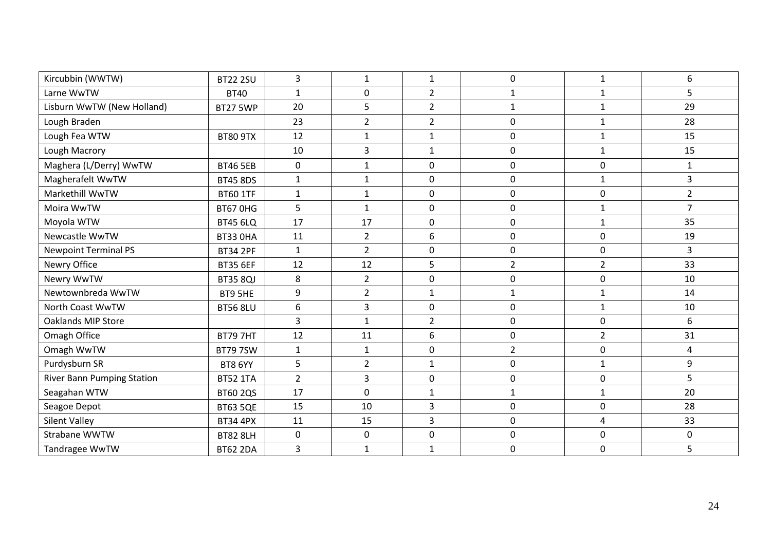| | | | | | | | |
|---|---|---|---|---|---|---|---|
| Kircubbin (WWTW) | BT22 2SU | 3 | 1 | 1 | 0 | 1 | 6 |
| Larne WwTW | BT40 | 1 | 0 | 2 | 1 | 1 | 5 |
| Lisburn WwTW (New Holland) | BT27 5WP | 20 | 5 | 2 | 1 | 1 | 29 |
| Lough Braden | | 23 | 2 | 2 | 0 | 1 | 28 |
| Lough Fea WTW | BT80 9TX | 12 | 1 | 1 | 0 | 1 | 15 |
| Lough Macrory | | 10 | 3 | 1 | 0 | 1 | 15 |
| Maghera (L/Derry) WwTW | BT46 5EB | 0 | 1 | 0 | 0 | 0 | 1 |
| Magherafelt WwTW | BT45 8DS | 1 | 1 | 0 | 0 | 1 | 3 |
| Markethill WwTW | BT60 1TF | 1 | 1 | 0 | 0 | 0 | 2 |
| Moira WwTW | BT67 0HG | 5 | 1 | 0 | 0 | 1 | 7 |
| Moyola WTW | BT45 6LQ | 17 | 17 | 0 | 0 | 1 | 35 |
| Newcastle WwTW | BT33 0HA | 11 | 2 | 6 | 0 | 0 | 19 |
| Newpoint Terminal PS | BT34 2PF | 1 | 2 | 0 | 0 | 0 | 3 |
| Newry Office | BT35 6EF | 12 | 12 | 5 | 2 | 2 | 33 |
| Newry WwTW | BT35 8QJ | 8 | 2 | 0 | 0 | 0 | 10 |
| Newtownbreda WwTW | BT9 5HE | 9 | 2 | 1 | 1 | 1 | 14 |
| North Coast WwTW | BT56 8LU | 6 | 3 | 0 | 0 | 1 | 10 |
| Oaklands MIP Store | | 3 | 1 | 2 | 0 | 0 | 6 |
| Omagh Office | BT79 7HT | 12 | 11 | 6 | 0 | 2 | 31 |
| Omagh WwTW | BT79 7SW | 1 | 1 | 0 | 2 | 0 | 4 |
| Purdysburn SR | BT8 6YY | 5 | 2 | 1 | 0 | 1 | 9 |
| River Bann Pumping Station | BT52 1TA | 2 | 3 | 0 | 0 | 0 | 5 |
| Seagahan WTW | BT60 2QS | 17 | 0 | 1 | 1 | 1 | 20 |
| Seagoe Depot | BT63 5QE | 15 | 10 | 3 | 0 | 0 | 28 |
| Silent Valley | BT34 4PX | 11 | 15 | 3 | 0 | 4 | 33 |
| Strabane WWTW | BT82 8LH | 0 | 0 | 0 | 0 | 0 | 0 |
| Tandragee WwTW | BT62 2DA | 3 | 1 | 1 | 0 | 0 | 5 |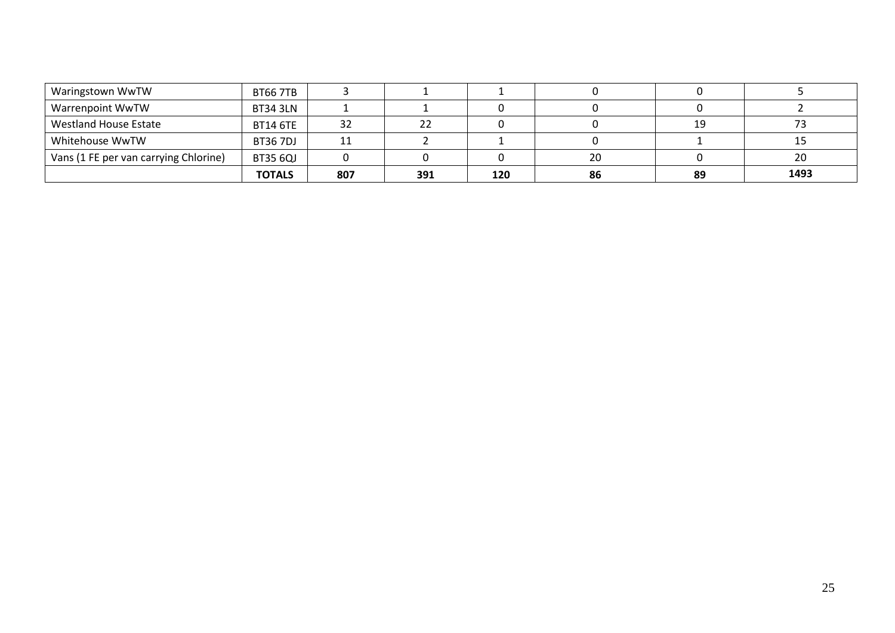| | | | | | | | |
|---|---|---|---|---|---|---|---|
| Waringstown WwTW | BT66 7TB | 3 | 1 | 1 | 0 | 0 | 5 |
| Warrenpoint WwTW | BT34 3LN | 1 | 1 | 0 | 0 | 0 | 2 |
| Westland House Estate | BT14 6TE | 32 | 22 | 0 | 0 | 19 | 73 |
| Whitehouse WwTW | BT36 7DJ | 11 | 2 | 1 | 0 | 1 | 15 |
| Vans (1 FE per van carrying Chlorine) | BT35 6QJ | 0 | 0 | 0 | 20 | 0 | 20 |
| | **TOTALS** | **807** | **391** | **120** | **86** | **89** | **1493** |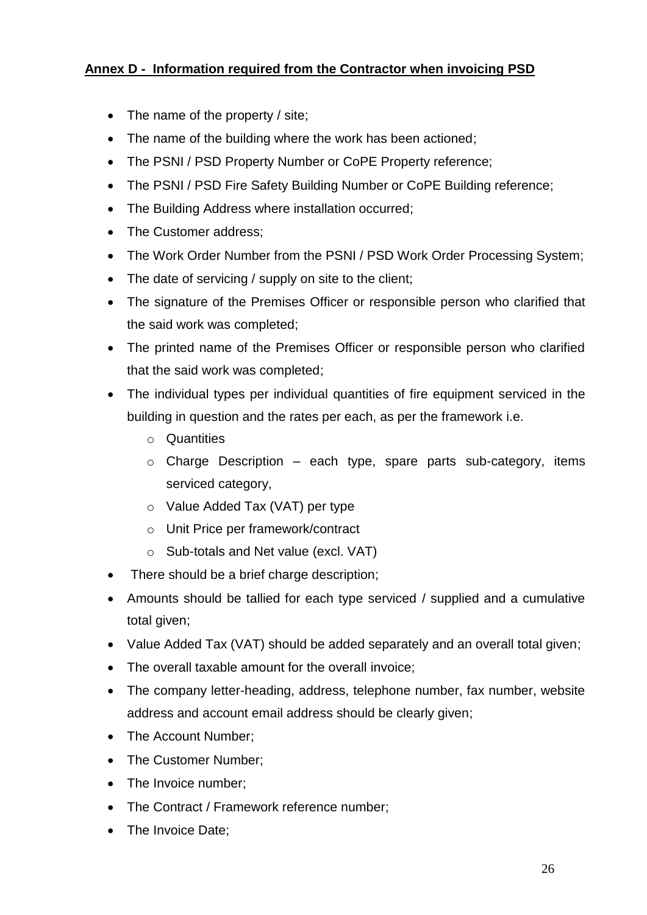**Annex D - Information required from the Contractor when invoicing PSD**

- The name of the property / site;
- The name of the building where the work has been actioned;
- The PSNI / PSD Property Number or CoPE Property reference;
- The PSNI / PSD Fire Safety Building Number or CoPE Building reference;
- The Building Address where installation occurred;
- The Customer address;
- The Work Order Number from the PSNI / PSD Work Order Processing System;
- The date of servicing / supply on site to the client;
- The signature of the Premises Officer or responsible person who clarified that the said work was completed;
- The printed name of the Premises Officer or responsible person who clarified that the said work was completed;
- The individual types per individual quantities of fire equipment serviced in the building in question and the rates per each, as per the framework i.e.
  - Quantities
  - Charge Description – each type, spare parts sub-category, items serviced category,
  - Value Added Tax (VAT) per type
  - Unit Price per framework/contract
  - Sub-totals and Net value (excl. VAT)
- There should be a brief charge description;
- Amounts should be tallied for each type serviced / supplied and a cumulative total given;
- Value Added Tax (VAT) should be added separately and an overall total given;
- The overall taxable amount for the overall invoice;
- The company letter-heading, address, telephone number, fax number, website address and account email address should be clearly given;
- The Account Number;
- The Customer Number;
- The Invoice number;
- The Contract / Framework reference number;
- The Invoice Date;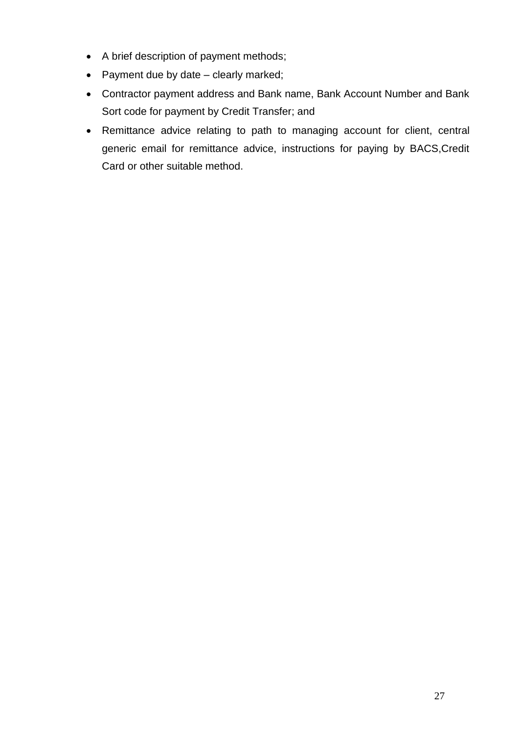- A brief description of payment methods;
- Payment due by date – clearly marked;
- Contractor payment address and Bank name, Bank Account Number and Bank Sort code for payment by Credit Transfer; and
- Remittance advice relating to path to managing account for client, central generic email for remittance advice, instructions for paying by BACS,Credit Card or other suitable method.